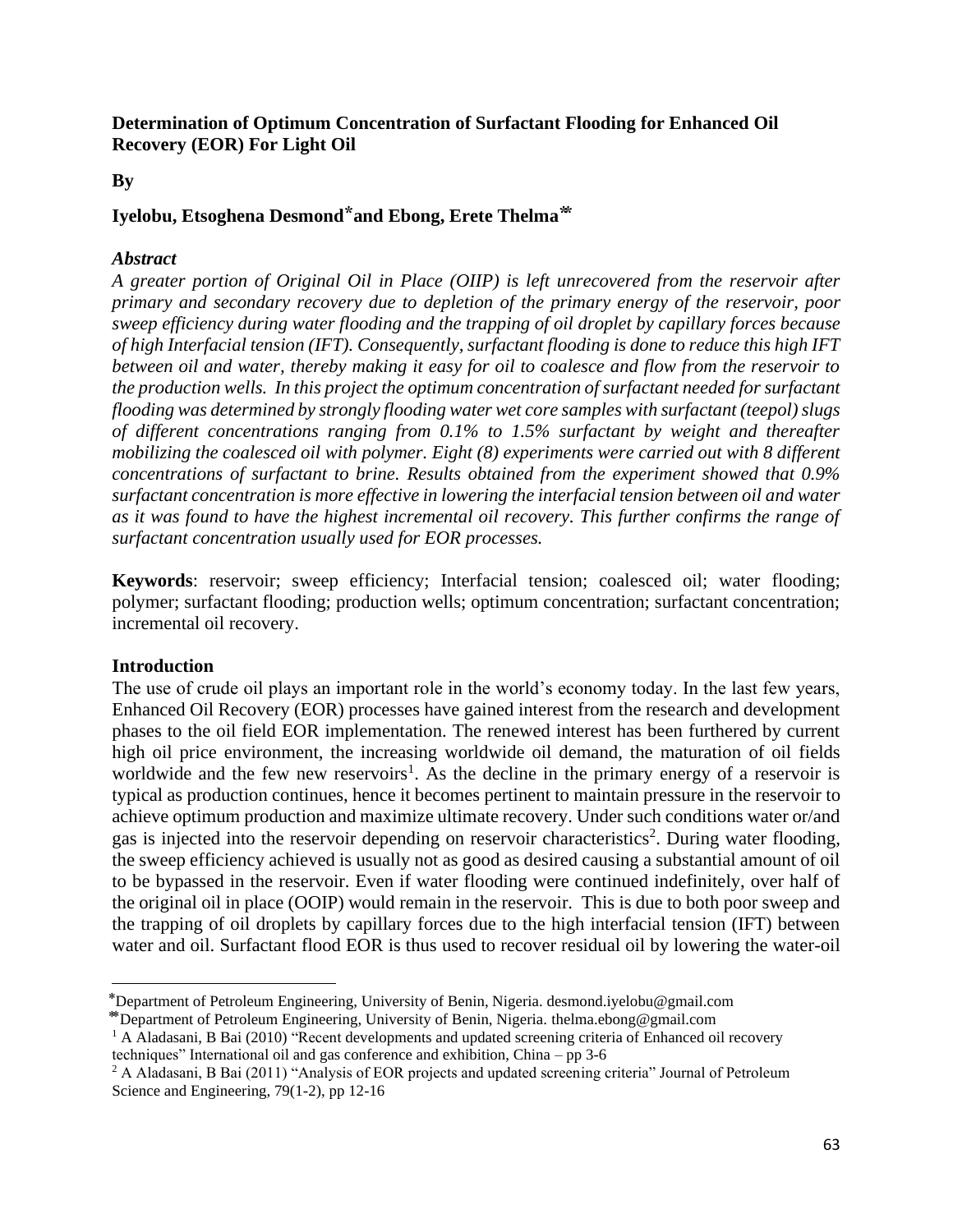**Determination of Optimum Concentration of Surfactant Flooding for Enhanced Oil Recovery (EOR) For Light Oil**

**By**

**Iyelobu, Etsoghena Desmond*and Ebong, Erete Thelma****

***Abstract***

*A greater portion of Original Oil in Place (OIIP) is left unrecovered from the reservoir after primary and secondary recovery due to depletion of the primary energy of the reservoir, poor sweep efficiency during water flooding and the trapping of oil droplet by capillary forces because of high Interfacial tension (IFT). Consequently, surfactant flooding is done to reduce this high IFT between oil and water, thereby making it easy for oil to coalesce and flow from the reservoir to the production wells. In this project the optimum concentration of surfactant needed for surfactant flooding was determined by strongly flooding water wet core samples with surfactant (teepol) slugs of different concentrations ranging from 0.1% to 1.5% surfactant by weight and thereafter mobilizing the coalesced oil with polymer. Eight (8) experiments were carried out with 8 different concentrations of surfactant to brine. Results obtained from the experiment showed that 0.9% surfactant concentration is more effective in lowering the interfacial tension between oil and water as it was found to have the highest incremental oil recovery. This further confirms the range of surfactant concentration usually used for EOR processes.*

**Keywords**: reservoir; sweep efficiency; Interfacial tension; coalesced oil; water flooding; polymer; surfactant flooding; production wells; optimum concentration; surfactant concentration; incremental oil recovery.

**Introduction**

The use of crude oil plays an important role in the world's economy today. In the last few years, Enhanced Oil Recovery (EOR) processes have gained interest from the research and development phases to the oil field EOR implementation. The renewed interest has been furthered by current high oil price environment, the increasing worldwide oil demand, the maturation of oil fields worldwide and the few new reservoirs[1]. As the decline in the primary energy of a reservoir is typical as production continues, hence it becomes pertinent to maintain pressure in the reservoir to achieve optimum production and maximize ultimate recovery. Under such conditions water or/and gas is injected into the reservoir depending on reservoir characteristics[2]. During water flooding, the sweep efficiency achieved is usually not as good as desired causing a substantial amount of oil to be bypassed in the reservoir. Even if water flooding were continued indefinitely, over half of the original oil in place (OOIP) would remain in the reservoir. This is due to both poor sweep and the trapping of oil droplets by capillary forces due to the high interfacial tension (IFT) between water and oil. Surfactant flood EOR is thus used to recover residual oil by lowering the water-oil

---

*Department of Petroleum Engineering, University of Benin, Nigeria. desmond.iyelobu@gmail.com

**Department of Petroleum Engineering, University of Benin, Nigeria. thelma.ebong@gmail.com

[1] A Aladasani, B Bai (2010) "Recent developments and updated screening criteria of Enhanced oil recovery techniques" International oil and gas conference and exhibition, China – pp 3-6

[2] A Aladasani, B Bai (2011) "Analysis of EOR projects and updated screening criteria" Journal of Petroleum Science and Engineering, 79(1-2), pp 12-16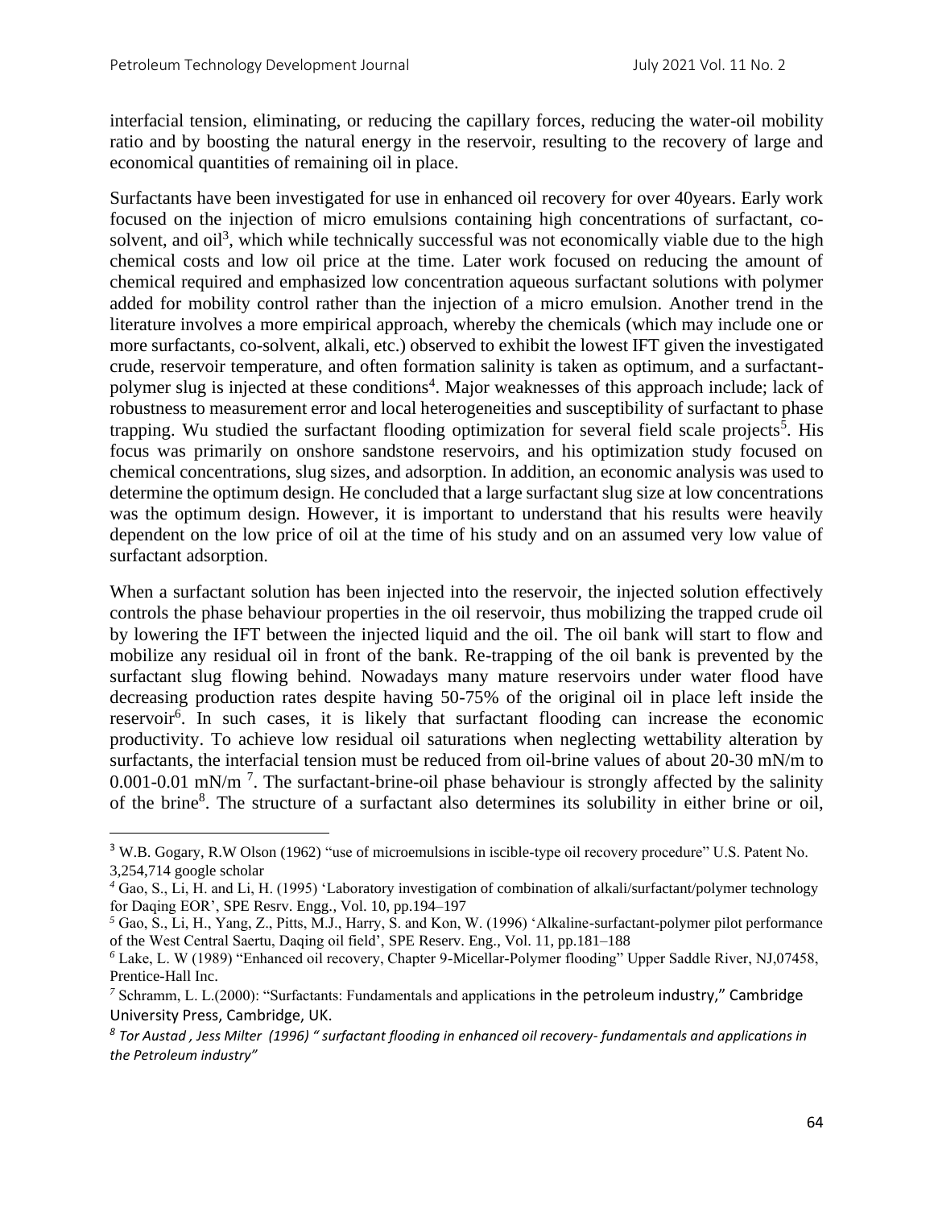interfacial tension, eliminating, or reducing the capillary forces, reducing the water-oil mobility ratio and by boosting the natural energy in the reservoir, resulting to the recovery of large and economical quantities of remaining oil in place.

Surfactants have been investigated for use in enhanced oil recovery for over 40years. Early work focused on the injection of micro emulsions containing high concentrations of surfactant, co-solvent, and oil[3], which while technically successful was not economically viable due to the high chemical costs and low oil price at the time. Later work focused on reducing the amount of chemical required and emphasized low concentration aqueous surfactant solutions with polymer added for mobility control rather than the injection of a micro emulsion. Another trend in the literature involves a more empirical approach, whereby the chemicals (which may include one or more surfactants, co-solvent, alkali, etc.) observed to exhibit the lowest IFT given the investigated crude, reservoir temperature, and often formation salinity is taken as optimum, and a surfactant-polymer slug is injected at these conditions[4]. Major weaknesses of this approach include; lack of robustness to measurement error and local heterogeneities and susceptibility of surfactant to phase trapping. Wu studied the surfactant flooding optimization for several field scale projects[5]. His focus was primarily on onshore sandstone reservoirs, and his optimization study focused on chemical concentrations, slug sizes, and adsorption. In addition, an economic analysis was used to determine the optimum design. He concluded that a large surfactant slug size at low concentrations was the optimum design. However, it is important to understand that his results were heavily dependent on the low price of oil at the time of his study and on an assumed very low value of surfactant adsorption.

When a surfactant solution has been injected into the reservoir, the injected solution effectively controls the phase behaviour properties in the oil reservoir, thus mobilizing the trapped crude oil by lowering the IFT between the injected liquid and the oil. The oil bank will start to flow and mobilize any residual oil in front of the bank. Re-trapping of the oil bank is prevented by the surfactant slug flowing behind. Nowadays many mature reservoirs under water flood have decreasing production rates despite having 50-75% of the original oil in place left inside the reservoir[6]. In such cases, it is likely that surfactant flooding can increase the economic productivity. To achieve low residual oil saturations when neglecting wettability alteration by surfactants, the interfacial tension must be reduced from oil-brine values of about 20-30 mN/m to 0.001-0.01 mN/m [7]. The surfactant-brine-oil phase behaviour is strongly affected by the salinity of the brine[8]. The structure of a surfactant also determines its solubility in either brine or oil,

---

[3] W.B. Gogary, R.W Olson (1962) "use of microemulsions in iscible-type oil recovery procedure" U.S. Patent No. 3,254,714 google scholar

[4] Gao, S., Li, H. and Li, H. (1995) 'Laboratory investigation of combination of alkali/surfactant/polymer technology for Daqing EOR', SPE Resrv. Engg., Vol. 10, pp.194–197

[5] Gao, S., Li, H., Yang, Z., Pitts, M.J., Harry, S. and Kon, W. (1996) 'Alkaline-surfactant-polymer pilot performance of the West Central Saertu, Daqing oil field', SPE Reserv. Eng., Vol. 11, pp.181–188

[6] Lake, L. W (1989) "Enhanced oil recovery, Chapter 9-Micellar-Polymer flooding" Upper Saddle River, NJ,07458, Prentice-Hall Inc.

[7] Schramm, L. L.(2000): "Surfactants: Fundamentals and applications in the petroleum industry," Cambridge University Press, Cambridge, UK.

[8] *Tor Austad , Jess Milter (1996) " surfactant flooding in enhanced oil recovery- fundamentals and applications in the Petroleum industry"*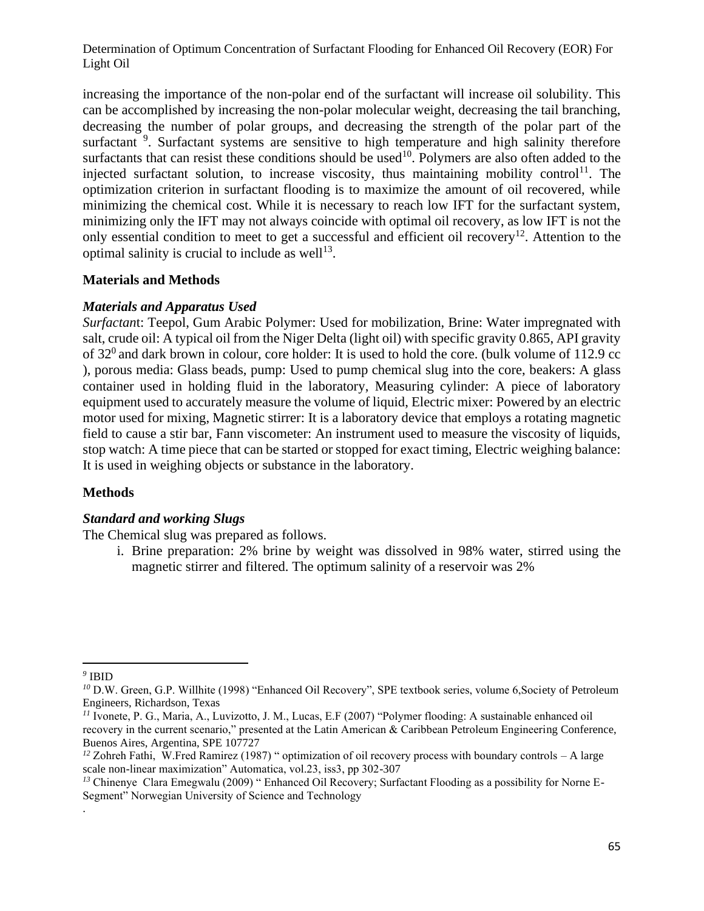increasing the importance of the non-polar end of the surfactant will increase oil solubility. This can be accomplished by increasing the non-polar molecular weight, decreasing the tail branching, decreasing the number of polar groups, and decreasing the strength of the polar part of the surfactant [9]. Surfactant systems are sensitive to high temperature and high salinity therefore surfactants that can resist these conditions should be used[10]. Polymers are also often added to the injected surfactant solution, to increase viscosity, thus maintaining mobility control[11]. The optimization criterion in surfactant flooding is to maximize the amount of oil recovered, while minimizing the chemical cost. While it is necessary to reach low IFT for the surfactant system, minimizing only the IFT may not always coincide with optimal oil recovery, as low IFT is not the only essential condition to meet to get a successful and efficient oil recovery[12]. Attention to the optimal salinity is crucial to include as well[13].

## Materials and Methods

### *Materials and Apparatus Used*

*Surfactan*t: Teepol, Gum Arabic Polymer: Used for mobilization, Brine: Water impregnated with salt, crude oil: A typical oil from the Niger Delta (light oil) with specific gravity 0.865, API gravity of $32^0$ and dark brown in colour, core holder: It is used to hold the core. (bulk volume of 112.9 cc ), porous media: Glass beads, pump: Used to pump chemical slug into the core, beakers: A glass container used in holding fluid in the laboratory, Measuring cylinder: A piece of laboratory equipment used to accurately measure the volume of liquid, Electric mixer: Powered by an electric motor used for mixing, Magnetic stirrer: It is a laboratory device that employs a rotating magnetic field to cause a stir bar, Fann viscometer: An instrument used to measure the viscosity of liquids, stop watch: A time piece that can be started or stopped for exact timing, Electric weighing balance: It is used in weighing objects or substance in the laboratory.

## Methods

### *Standard and working Slugs*

The Chemical slug was prepared as follows.

i. Brine preparation: 2% brine by weight was dissolved in 98% water, stirred using the magnetic stirrer and filtered. The optimum salinity of a reservoir was 2%

---

[9] IBID

[10] D.W. Green, G.P. Willhite (1998) "Enhanced Oil Recovery", SPE textbook series, volume 6,Society of Petroleum Engineers, Richardson, Texas

[11] Ivonete, P. G., Maria, A., Luvizotto, J. M., Lucas, E.F (2007) "Polymer flooding: A sustainable enhanced oil recovery in the current scenario," presented at the Latin American & Caribbean Petroleum Engineering Conference, Buenos Aires, Argentina, SPE 107727

[12] Zohreh Fathi, W.Fred Ramirez (1987) " optimization of oil recovery process with boundary controls – A large scale non-linear maximization" Automatica, vol.23, iss3, pp 302-307

[13] Chinenye Clara Emegwalu (2009) " Enhanced Oil Recovery; Surfactant Flooding as a possibility for Norne E-Segment" Norwegian University of Science and Technology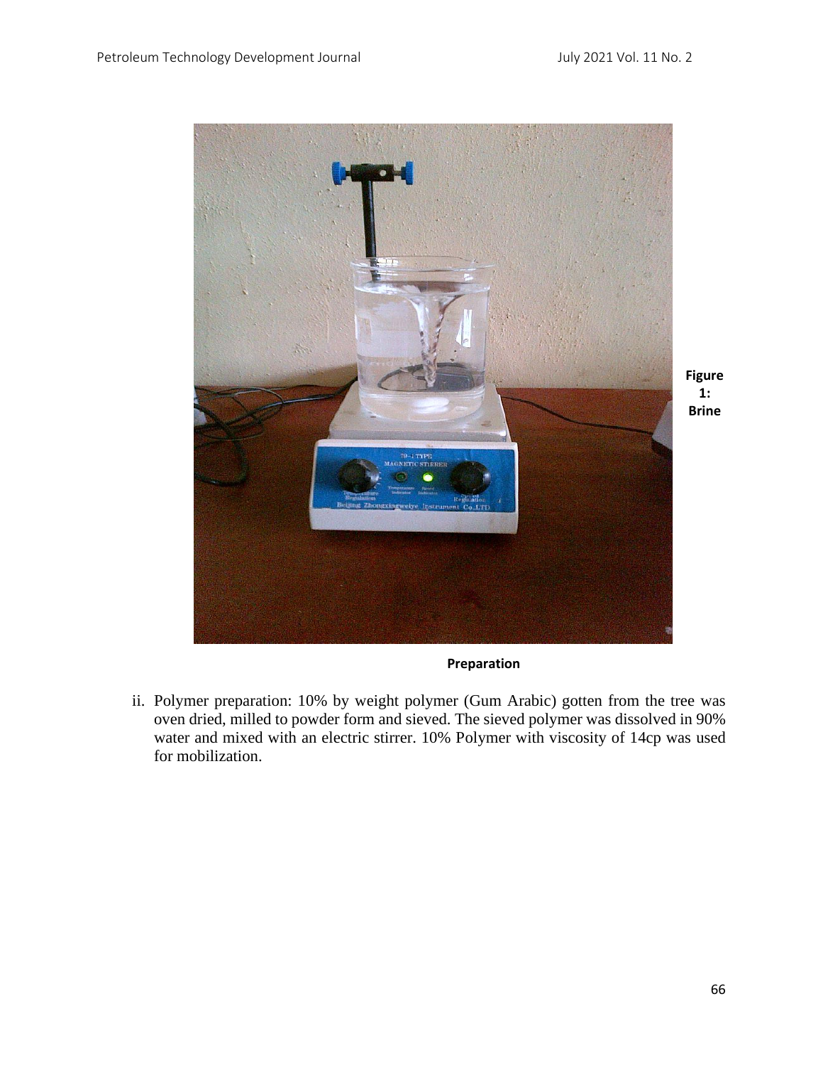**Figure 1: Brine Preparation**

ii. Polymer preparation: 10% by weight polymer (Gum Arabic) gotten from the tree was oven dried, milled to powder form and sieved. The sieved polymer was dissolved in 90% water and mixed with an electric stirrer. 10% Polymer with viscosity of 14cp was used for mobilization.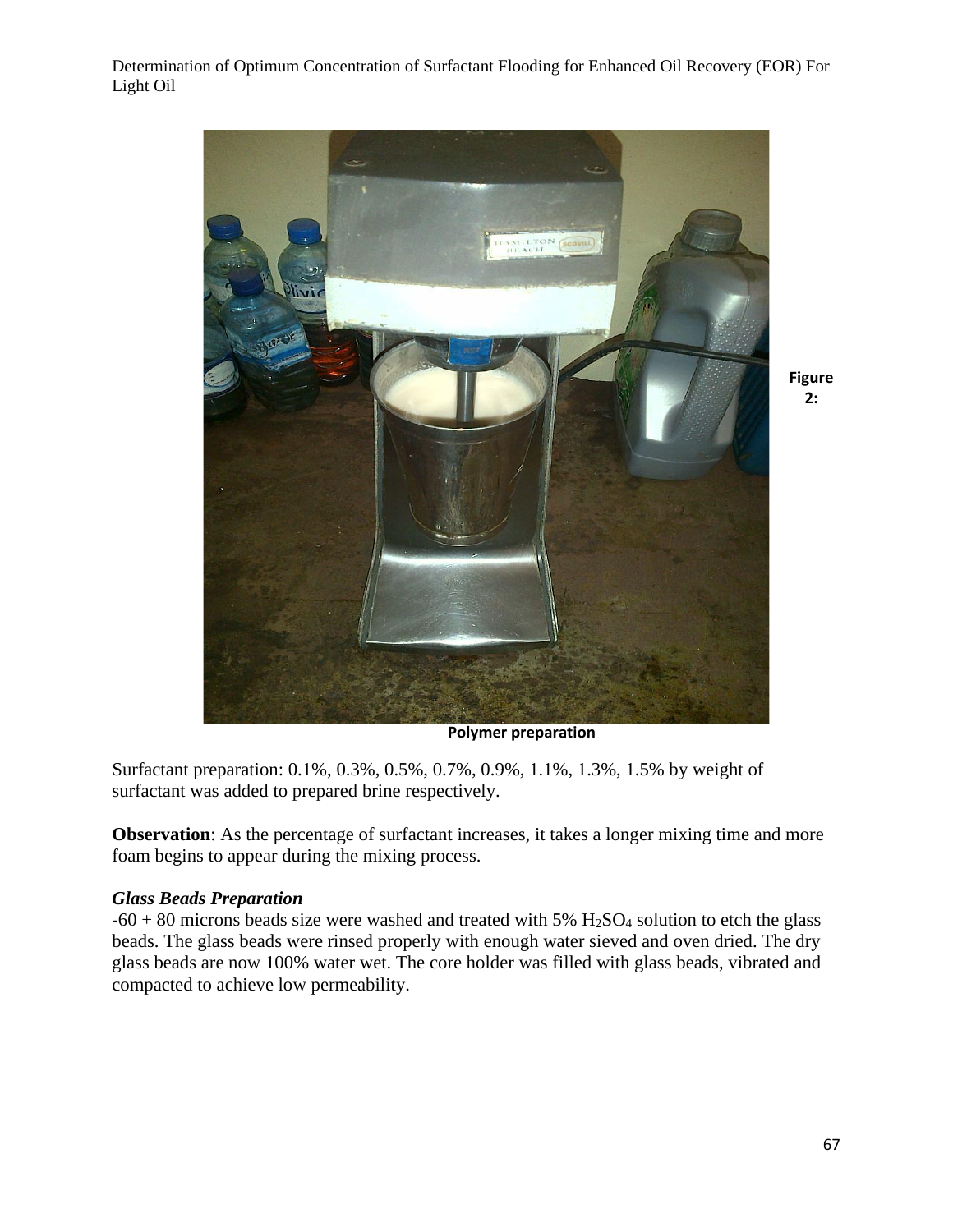Figure 2: Polymer preparation

Surfactant preparation: 0.1%, 0.3%, 0.5%, 0.7%, 0.9%, 1.1%, 1.3%, 1.5% by weight of surfactant was added to prepared brine respectively.

**Observation**: As the percentage of surfactant increases, it takes a longer mixing time and more foam begins to appear during the mixing process.

### *Glass Beads Preparation*

-60 + 80 microns beads size were washed and treated with 5% $H_2SO_4$ solution to etch the glass beads. The glass beads were rinsed properly with enough water sieved and oven dried. The dry glass beads are now 100% water wet. The core holder was filled with glass beads, vibrated and compacted to achieve low permeability.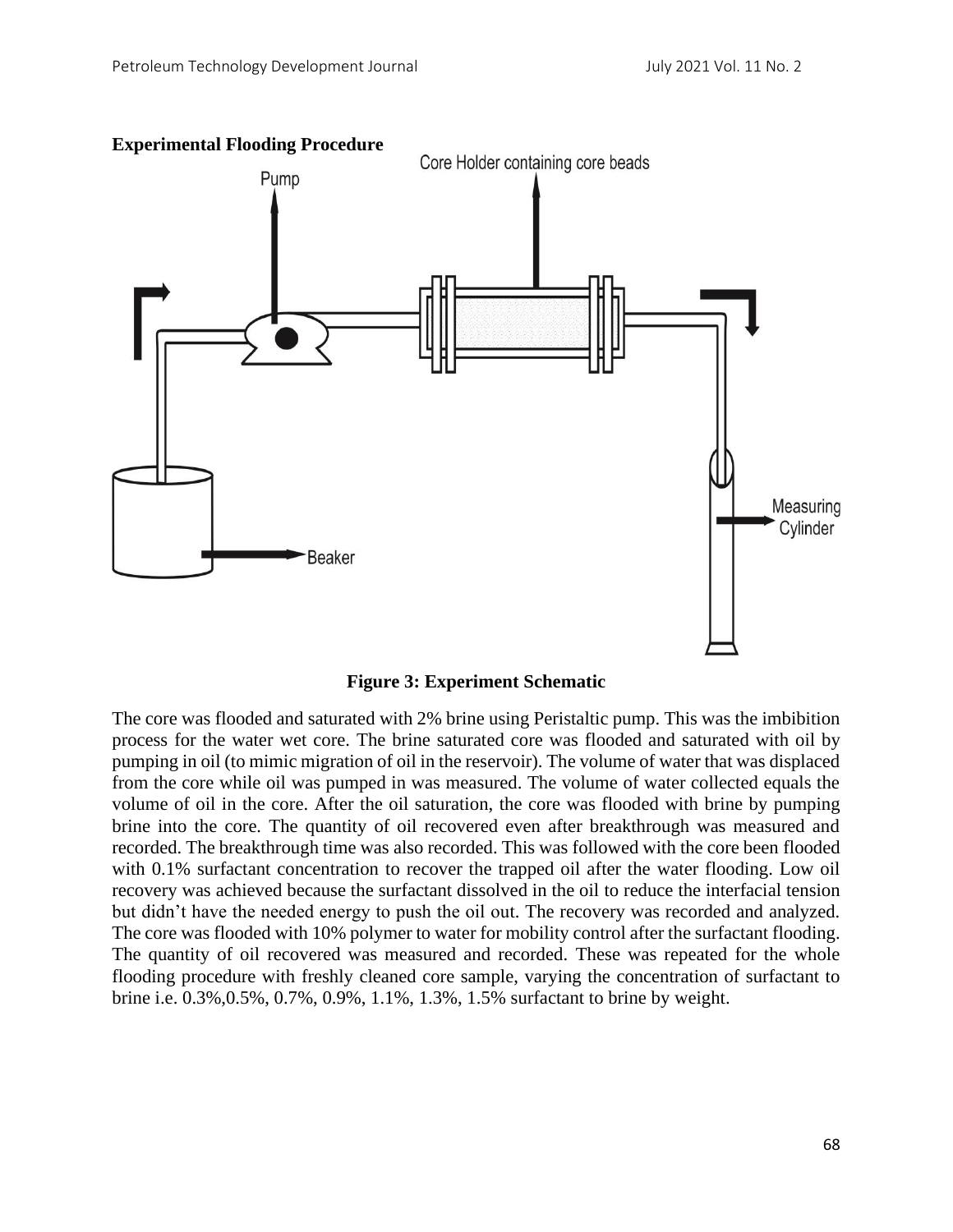**Experimental Flooding Procedure**

**Figure 3: Experiment Schematic**

The core was flooded and saturated with 2% brine using Peristaltic pump. This was the imbibition process for the water wet core. The brine saturated core was flooded and saturated with oil by pumping in oil (to mimic migration of oil in the reservoir). The volume of water that was displaced from the core while oil was pumped in was measured. The volume of water collected equals the volume of oil in the core. After the oil saturation, the core was flooded with brine by pumping brine into the core. The quantity of oil recovered even after breakthrough was measured and recorded. The breakthrough time was also recorded. This was followed with the core been flooded with 0.1% surfactant concentration to recover the trapped oil after the water flooding. Low oil recovery was achieved because the surfactant dissolved in the oil to reduce the interfacial tension but didn't have the needed energy to push the oil out. The recovery was recorded and analyzed. The core was flooded with 10% polymer to water for mobility control after the surfactant flooding. The quantity of oil recovered was measured and recorded. These was repeated for the whole flooding procedure with freshly cleaned core sample, varying the concentration of surfactant to brine i.e. 0.3%,0.5%, 0.7%, 0.9%, 1.1%, 1.3%, 1.5% surfactant to brine by weight.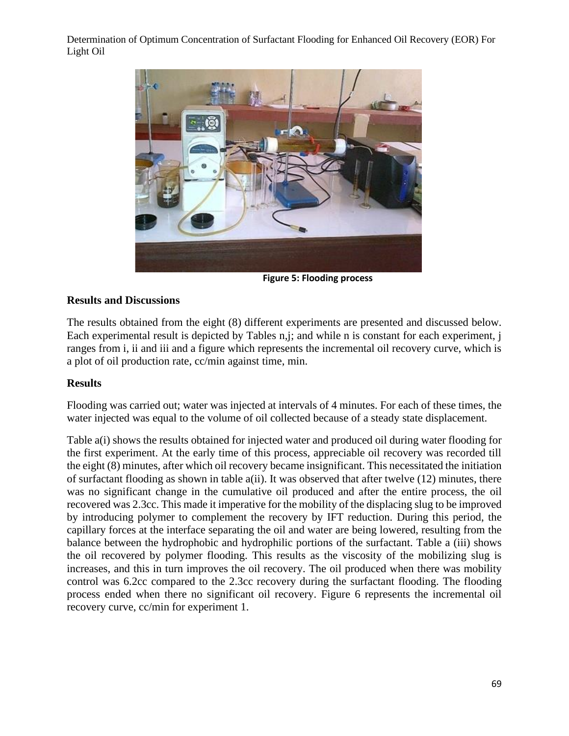Figure 5: Flooding process

## Results and Discussions

The results obtained from the eight (8) different experiments are presented and discussed below. Each experimental result is depicted by Tables n,j; and while n is constant for each experiment, j ranges from i, ii and iii and a figure which represents the incremental oil recovery curve, which is a plot of oil production rate, cc/min against time, min.

## Results

Flooding was carried out; water was injected at intervals of 4 minutes. For each of these times, the water injected was equal to the volume of oil collected because of a steady state displacement.

Table a(i) shows the results obtained for injected water and produced oil during water flooding for the first experiment. At the early time of this process, appreciable oil recovery was recorded till the eight (8) minutes, after which oil recovery became insignificant. This necessitated the initiation of surfactant flooding as shown in table a(ii). It was observed that after twelve (12) minutes, there was no significant change in the cumulative oil produced and after the entire process, the oil recovered was 2.3cc. This made it imperative for the mobility of the displacing slug to be improved by introducing polymer to complement the recovery by IFT reduction. During this period, the capillary forces at the interface separating the oil and water are being lowered, resulting from the balance between the hydrophobic and hydrophilic portions of the surfactant. Table a (iii) shows the oil recovered by polymer flooding. This results as the viscosity of the mobilizing slug is increases, and this in turn improves the oil recovery. The oil produced when there was mobility control was 6.2cc compared to the 2.3cc recovery during the surfactant flooding. The flooding process ended when there no significant oil recovery. Figure 6 represents the incremental oil recovery curve, cc/min for experiment 1.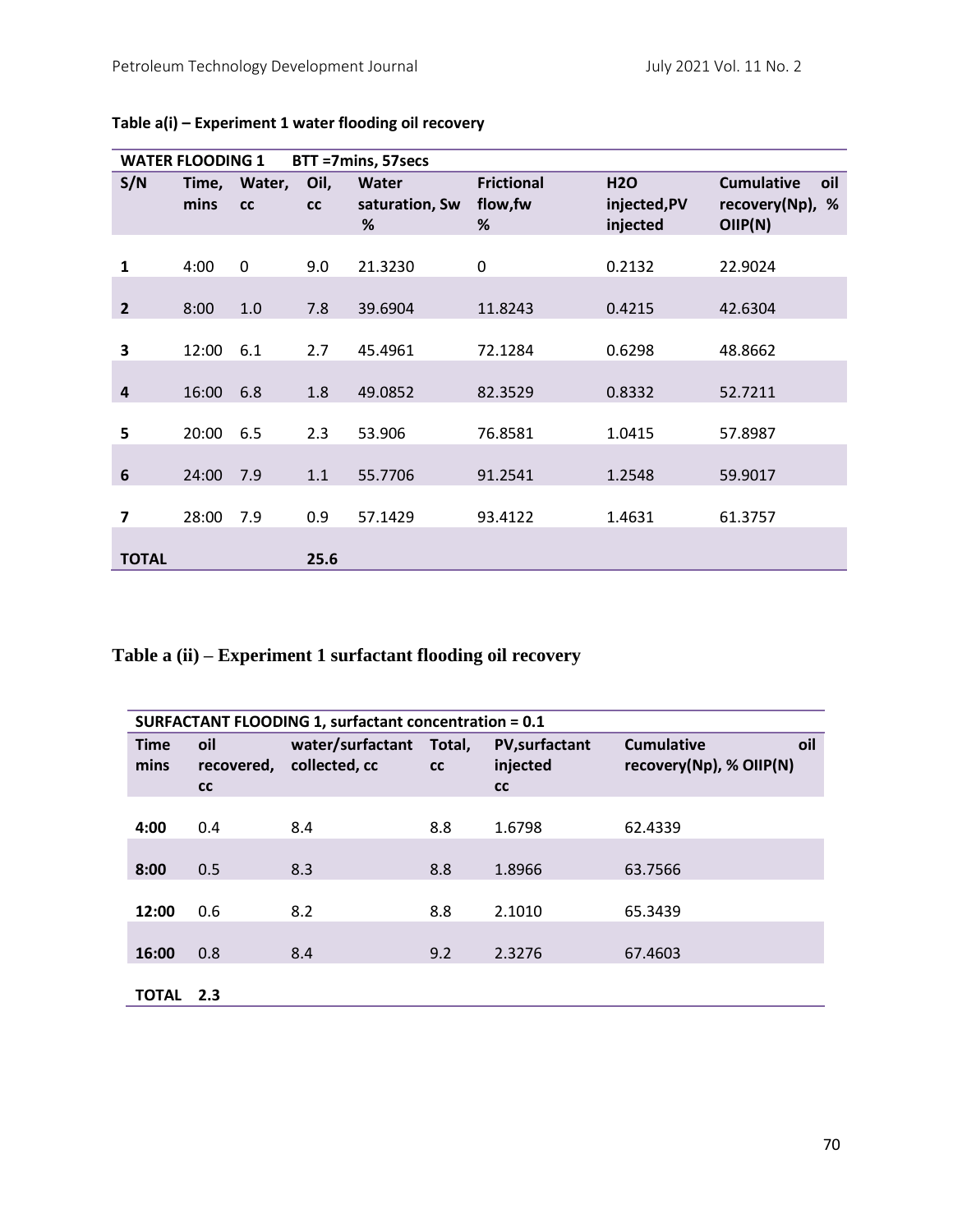**Table a(i) – Experiment 1 water flooding oil recovery**

| WATER FLOODING 1 | BTT =7mins, 57secs | | | | | | |
|---|---|---|---|---|---|---|---|
| S/N | Time, mins | Water, cc | Oil, cc | Water saturation, Sw % | Frictional flow,fw % | H2O injected,PV injected | Cumulative oil recovery(Np), % OIIP(N) |
| 1 | 4:00 | 0 | 9.0 | 21.3230 | 0 | 0.2132 | 22.9024 |
| 2 | 8:00 | 1.0 | 7.8 | 39.6904 | 11.8243 | 0.4215 | 42.6304 |
| 3 | 12:00 | 6.1 | 2.7 | 45.4961 | 72.1284 | 0.6298 | 48.8662 |
| 4 | 16:00 | 6.8 | 1.8 | 49.0852 | 82.3529 | 0.8332 | 52.7211 |
| 5 | 20:00 | 6.5 | 2.3 | 53.906 | 76.8581 | 1.0415 | 57.8987 |
| 6 | 24:00 | 7.9 | 1.1 | 55.7706 | 91.2541 | 1.2548 | 59.9017 |
| 7 | 28:00 | 7.9 | 0.9 | 57.1429 | 93.4122 | 1.4631 | 61.3757 |
| TOTAL | | | 25.6 | | | | |

**Table a (ii) – Experiment 1 surfactant flooding oil recovery**

| SURFACTANT FLOODING 1, surfactant concentration = 0.1 | | | | | |
|---|---|---|---|---|---|
| Time mins | oil recovered, cc | water/surfactant collected, cc | Total, cc | PV,surfactant injected cc | Cumulative oil recovery(Np), % OIIP(N) |
| 4:00 | 0.4 | 8.4 | 8.8 | 1.6798 | 62.4339 |
| 8:00 | 0.5 | 8.3 | 8.8 | 1.8966 | 63.7566 |
| 12:00 | 0.6 | 8.2 | 8.8 | 2.1010 | 65.3439 |
| 16:00 | 0.8 | 8.4 | 9.2 | 2.3276 | 67.4603 |
| TOTAL | 2.3 | | | | |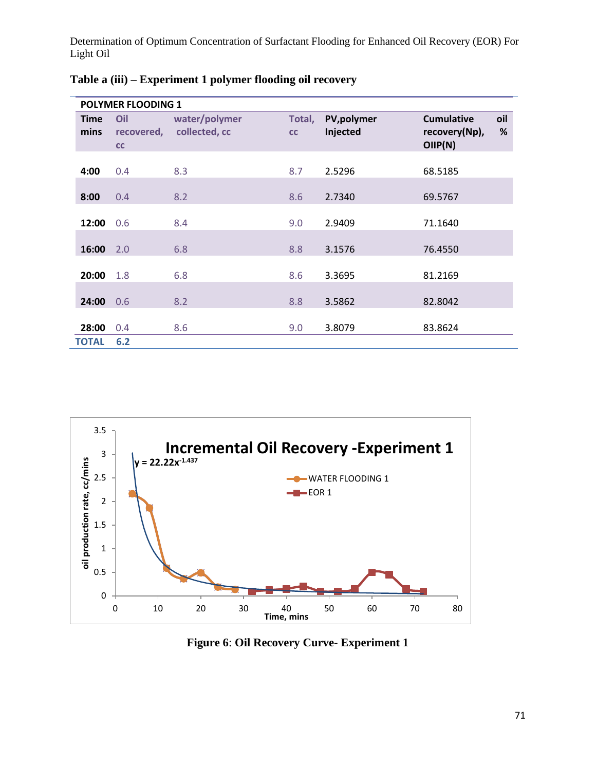**Table a (iii) – Experiment 1 polymer flooding oil recovery**

| POLYMER FLOODING 1 | | | | | |
|---|---|---|---|---|---|
| Time mins | Oil recovered, cc | water/polymer collected, cc | Total, cc | PV,polymer Injected | Cumulative oil recovery(Np), % OIIP(N) |
| 4:00 | 0.4 | 8.3 | 8.7 | 2.5296 | 68.5185 |
| 8:00 | 0.4 | 8.2 | 8.6 | 2.7340 | 69.5767 |
| 12:00 | 0.6 | 8.4 | 9.0 | 2.9409 | 71.1640 |
| 16:00 | 2.0 | 6.8 | 8.8 | 3.1576 | 76.4550 |
| 20:00 | 1.8 | 6.8 | 8.6 | 3.3695 | 81.2169 |
| 24:00 | 0.6 | 8.2 | 8.8 | 3.5862 | 82.8042 |
| 28:00 | 0.4 | 8.6 | 9.0 | 3.8079 | 83.8624 |
| TOTAL | 6.2 | | | | |

**Figure 6**: **Oil Recovery Curve- Experiment 1**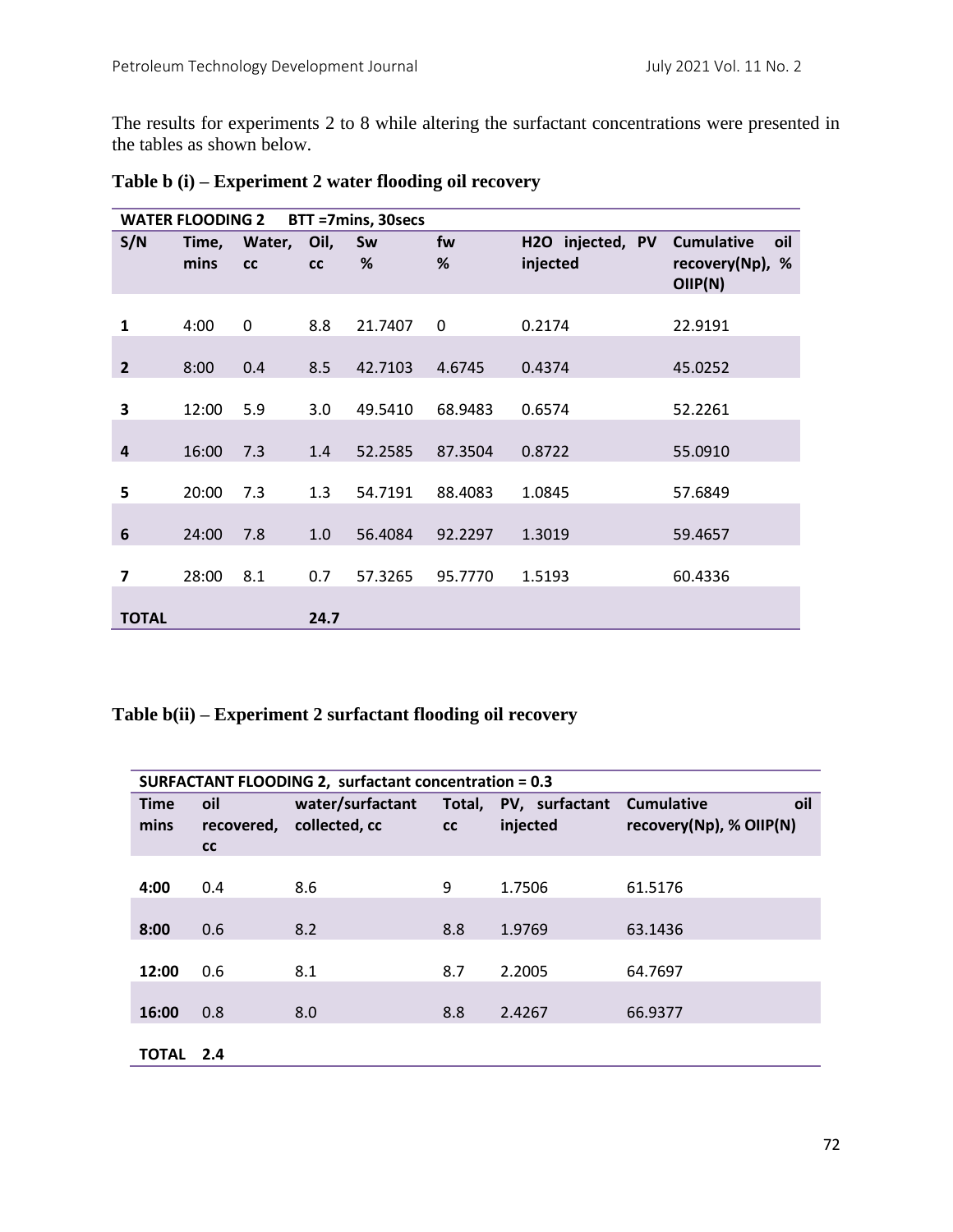The results for experiments 2 to 8 while altering the surfactant concentrations were presented in the tables as shown below.

**Table b (i) – Experiment 2 water flooding oil recovery**

| WATER FLOODING 2 | BTT =7mins, 30secs | | | | | | |
|---|---|---|---|---|---|---|---|
| S/N | Time, mins | Water, cc | Oil, cc | Sw % | fw % | H2O injected, PV injected | Cumulative oil recovery(Np), % OIIP(N) |
| 1 | 4:00 | 0 | 8.8 | 21.7407 | 0 | 0.2174 | 22.9191 |
| 2 | 8:00 | 0.4 | 8.5 | 42.7103 | 4.6745 | 0.4374 | 45.0252 |
| 3 | 12:00 | 5.9 | 3.0 | 49.5410 | 68.9483 | 0.6574 | 52.2261 |
| 4 | 16:00 | 7.3 | 1.4 | 52.2585 | 87.3504 | 0.8722 | 55.0910 |
| 5 | 20:00 | 7.3 | 1.3 | 54.7191 | 88.4083 | 1.0845 | 57.6849 |
| 6 | 24:00 | 7.8 | 1.0 | 56.4084 | 92.2297 | 1.3019 | 59.4657 |
| 7 | 28:00 | 8.1 | 0.7 | 57.3265 | 95.7770 | 1.5193 | 60.4336 |
| **TOTAL** | | | **24.7** | | | | |

**Table b(ii) – Experiment 2 surfactant flooding oil recovery**

| SURFACTANT FLOODING 2, surfactant concentration = 0.3 | | | | | |
|---|---|---|---|---|---|
| Time mins | oil recovered, cc | water/surfactant collected, cc | Total, cc | PV, surfactant injected | Cumulative oil recovery(Np), % OIIP(N) |
| **4:00** | 0.4 | 8.6 | 9 | 1.7506 | 61.5176 |
| **8:00** | 0.6 | 8.2 | 8.8 | 1.9769 | 63.1436 |
| **12:00** | 0.6 | 8.1 | 8.7 | 2.2005 | 64.7697 |
| **16:00** | 0.8 | 8.0 | 8.8 | 2.4267 | 66.9377 |
| **TOTAL** | **2.4** | | | | |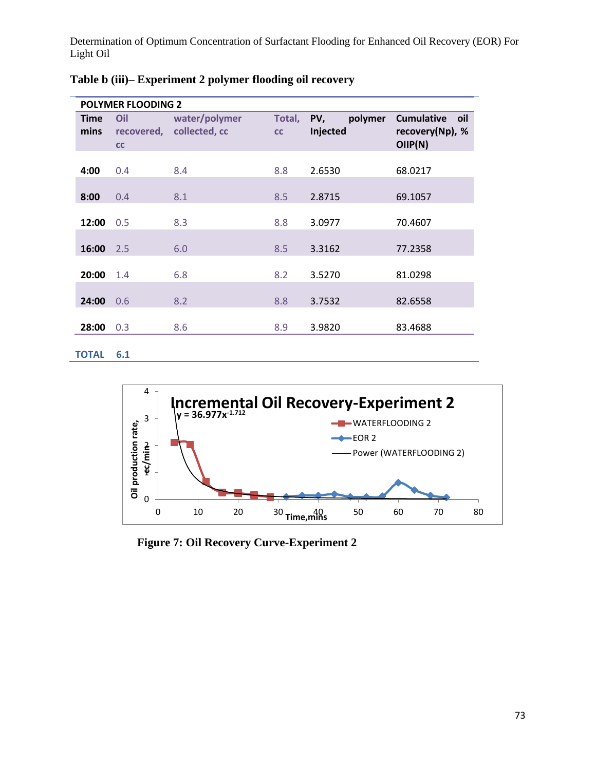**Table b (iii)– Experiment 2 polymer flooding oil recovery**

| POLYMER FLOODING 2 | | | | | |
|---|---|---|---|---|---|
| Time mins | Oil recovered, cc | water/polymer collected, cc | Total, cc | PV, polymer Injected | Cumulative oil recovery(Np), % OIIP(N) |
| 4:00 | 0.4 | 8.4 | 8.8 | 2.6530 | 68.0217 |
| 8:00 | 0.4 | 8.1 | 8.5 | 2.8715 | 69.1057 |
| 12:00 | 0.5 | 8.3 | 8.8 | 3.0977 | 70.4607 |
| 16:00 | 2.5 | 6.0 | 8.5 | 3.3162 | 77.2358 |
| 20:00 | 1.4 | 6.8 | 8.2 | 3.5270 | 81.0298 |
| 24:00 | 0.6 | 8.2 | 8.8 | 3.7532 | 82.6558 |
| 28:00 | 0.3 | 8.6 | 8.9 | 3.9820 | 83.4688 |
| **TOTAL** | **6.1** | | | | |

**Figure 7: Oil Recovery Curve-Experiment 2**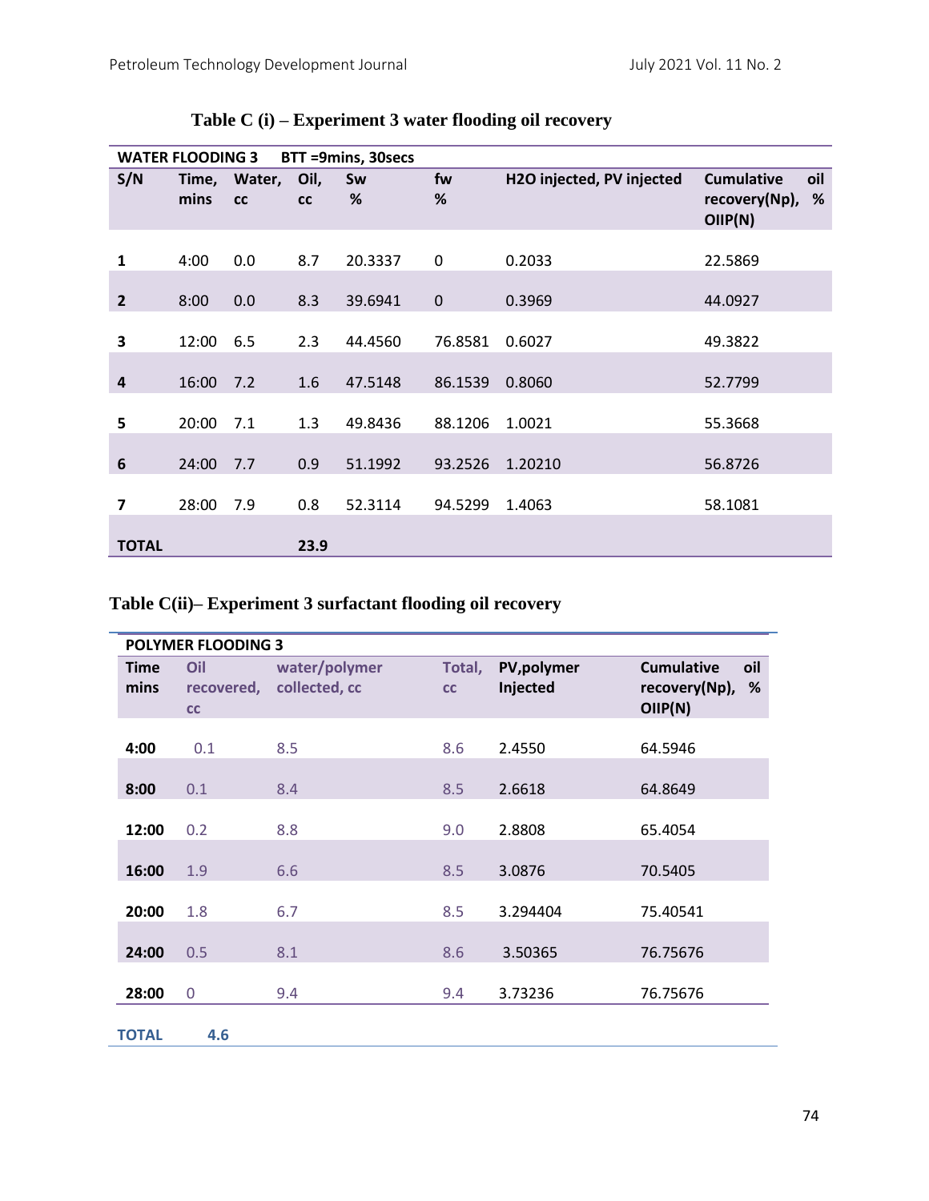**Table C (i) – Experiment 3 water flooding oil recovery**

| WATER FLOODING 3 | BTT =9mins, 30secs | | | | | | |
|---|---|---|---|---|---|---|---|
| S/N | Time, mins | Water, cc | Oil, cc | Sw % | fw % | H2O injected, PV injected | Cumulative oil recovery(Np), % OIIP(N) |
| 1 | 4:00 | 0.0 | 8.7 | 20.3337 | 0 | 0.2033 | 22.5869 |
| 2 | 8:00 | 0.0 | 8.3 | 39.6941 | 0 | 0.3969 | 44.0927 |
| 3 | 12:00 | 6.5 | 2.3 | 44.4560 | 76.8581 | 0.6027 | 49.3822 |
| 4 | 16:00 | 7.2 | 1.6 | 47.5148 | 86.1539 | 0.8060 | 52.7799 |
| 5 | 20:00 | 7.1 | 1.3 | 49.8436 | 88.1206 | 1.0021 | 55.3668 |
| 6 | 24:00 | 7.7 | 0.9 | 51.1992 | 93.2526 | 1.20210 | 56.8726 |
| 7 | 28:00 | 7.9 | 0.8 | 52.3114 | 94.5299 | 1.4063 | 58.1081 |
| **TOTAL** | | | **23.9** | | | | |

**Table C(ii)– Experiment 3 surfactant flooding oil recovery**

| POLYMER FLOODING 3 | | | | | |
|---|---|---|---|---|---|
| Time mins | Oil recovered, cc | water/polymer collected, cc | Total, cc | PV,polymer Injected | Cumulative oil recovery(Np), % OIIP(N) |
| **4:00** | 0.1 | 8.5 | 8.6 | 2.4550 | 64.5946 |
| **8:00** | 0.1 | 8.4 | 8.5 | 2.6618 | 64.8649 |
| **12:00** | 0.2 | 8.8 | 9.0 | 2.8808 | 65.4054 |
| **16:00** | 1.9 | 6.6 | 8.5 | 3.0876 | 70.5405 |
| **20:00** | 1.8 | 6.7 | 8.5 | 3.294404 | 75.40541 |
| **24:00** | 0.5 | 8.1 | 8.6 | 3.50365 | 76.75676 |
| **28:00** | 0 | 9.4 | 9.4 | 3.73236 | 76.75676 |
| **TOTAL** | **4.6** | | | | |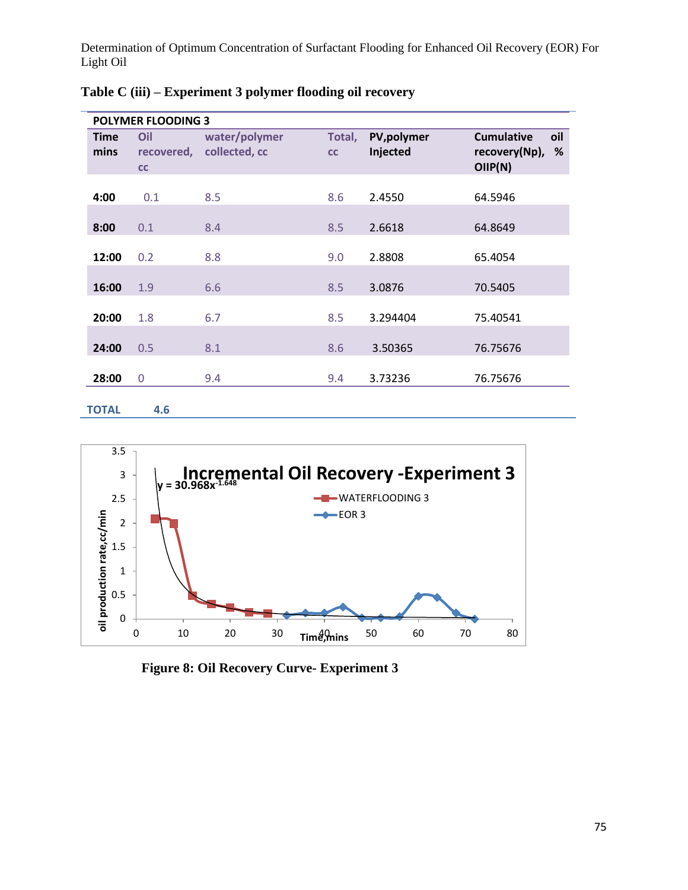**Table C (iii) – Experiment 3 polymer flooding oil recovery**

| POLYMER FLOODING 3 | | | | | |
|---|---|---|---|---|---|
| **Time mins** | **Oil recovered, cc** | **water/polymer collected, cc** | **Total, cc** | **PV,polymer Injected** | **Cumulative oil recovery(Np), % OIIP(N)** |
| **4:00** | 0.1 | 8.5 | 8.6 | 2.4550 | 64.5946 |
| **8:00** | 0.1 | 8.4 | 8.5 | 2.6618 | 64.8649 |
| **12:00** | 0.2 | 8.8 | 9.0 | 2.8808 | 65.4054 |
| **16:00** | 1.9 | 6.6 | 8.5 | 3.0876 | 70.5405 |
| **20:00** | 1.8 | 6.7 | 8.5 | 3.294404 | 75.40541 |
| **24:00** | 0.5 | 8.1 | 8.6 | 3.50365 | 76.75676 |
| **28:00** | 0 | 9.4 | 9.4 | 3.73236 | 76.75676 |
| **TOTAL** | **4.6** | | | | |

**Figure 8: Oil Recovery Curve- Experiment 3**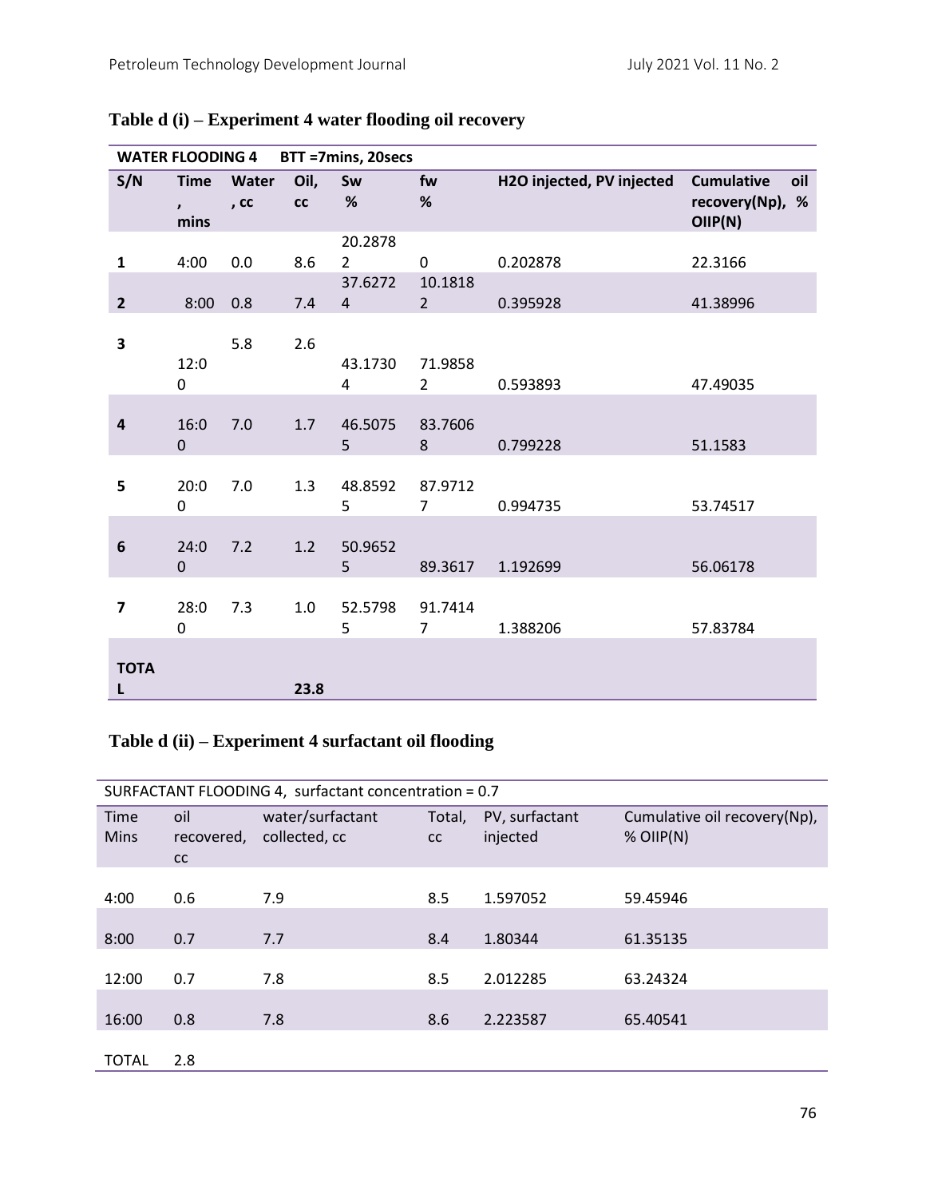**Table d (i) – Experiment 4 water flooding oil recovery**

| WATER FLOODING 4 | BTT =7mins, 20secs | | | | | | |
|---|---|---|---|---|---|---|---|
| S/N | Time, mins | Water, cc | Oil, cc | Sw % | fw % | H2O injected, PV injected | Cumulative oil recovery(Np), % OIIP(N) |
| 1 | 4:00 | 0.0 | 8.6 | 20.28782 | 0 | 0.202878 | 22.3166 |
| 2 | 8:00 | 0.8 | 7.4 | 37.62724 | 10.18182 | 0.395928 | 41.38996 |
| 3 | 12:00 | 5.8 | 2.6 | 43.17304 | 71.98582 | 0.593893 | 47.49035 |
| 4 | 16:00 | 7.0 | 1.7 | 46.50755 | 83.76068 | 0.799228 | 51.1583 |
| 5 | 20:00 | 7.0 | 1.3 | 48.85925 | 87.97127 | 0.994735 | 53.74517 |
| 6 | 24:00 | 7.2 | 1.2 | 50.96525 | 89.3617 | 1.192699 | 56.06178 |
| 7 | 28:00 | 7.3 | 1.0 | 52.57985 | 91.74147 | 1.388206 | 57.83784 |
| TOTAL | | | 23.8 | | | | |

**Table d (ii) – Experiment 4 surfactant oil flooding**

| SURFACTANT FLOODING 4, surfactant concentration = 0.7 | | | | | |
|---|---|---|---|---|---|
| Time Mins | oil recovered, cc | water/surfactant collected, cc | Total, cc | PV, surfactant injected | Cumulative oil recovery(Np), % OIIP(N) |
| 4:00 | 0.6 | 7.9 | 8.5 | 1.597052 | 59.45946 |
| 8:00 | 0.7 | 7.7 | 8.4 | 1.80344 | 61.35135 |
| 12:00 | 0.7 | 7.8 | 8.5 | 2.012285 | 63.24324 |
| 16:00 | 0.8 | 7.8 | 8.6 | 2.223587 | 65.40541 |
| TOTAL | 2.8 | | | | |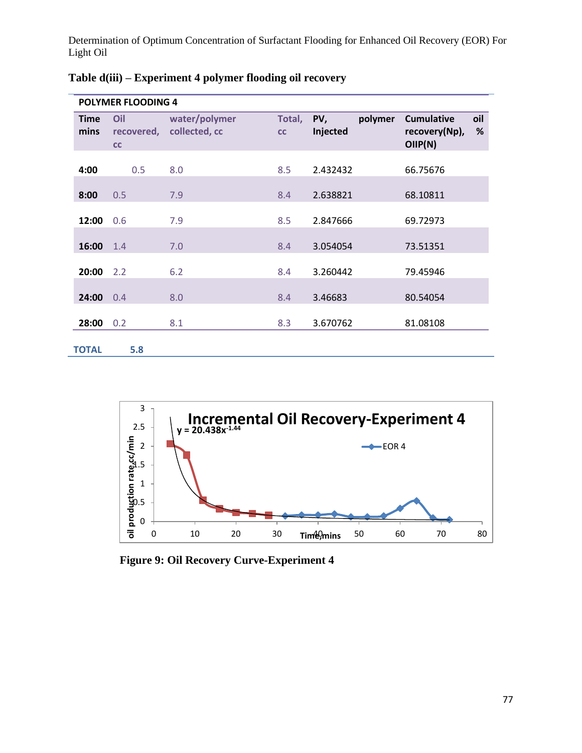**Table d(iii) – Experiment 4 polymer flooding oil recovery**

| POLYMER FLOODING 4 | | | | | |
|---|---|---|---|---|---|
| Time mins | Oil recovered, cc | water/polymer collected, cc | Total, cc | PV, polymer Injected | Cumulative oil recovery(Np), % OIIP(N) |
| 4:00 | 0.5 | 8.0 | 8.5 | 2.432432 | 66.75676 |
| 8:00 | 0.5 | 7.9 | 8.4 | 2.638821 | 68.10811 |
| 12:00 | 0.6 | 7.9 | 8.5 | 2.847666 | 69.72973 |
| 16:00 | 1.4 | 7.0 | 8.4 | 3.054054 | 73.51351 |
| 20:00 | 2.2 | 6.2 | 8.4 | 3.260442 | 79.45946 |
| 24:00 | 0.4 | 8.0 | 8.4 | 3.46683 | 80.54054 |
| 28:00 | 0.2 | 8.1 | 8.3 | 3.670762 | 81.08108 |
| TOTAL | 5.8 | | | | |

Figure 9: Oil Recovery Curve-Experiment 4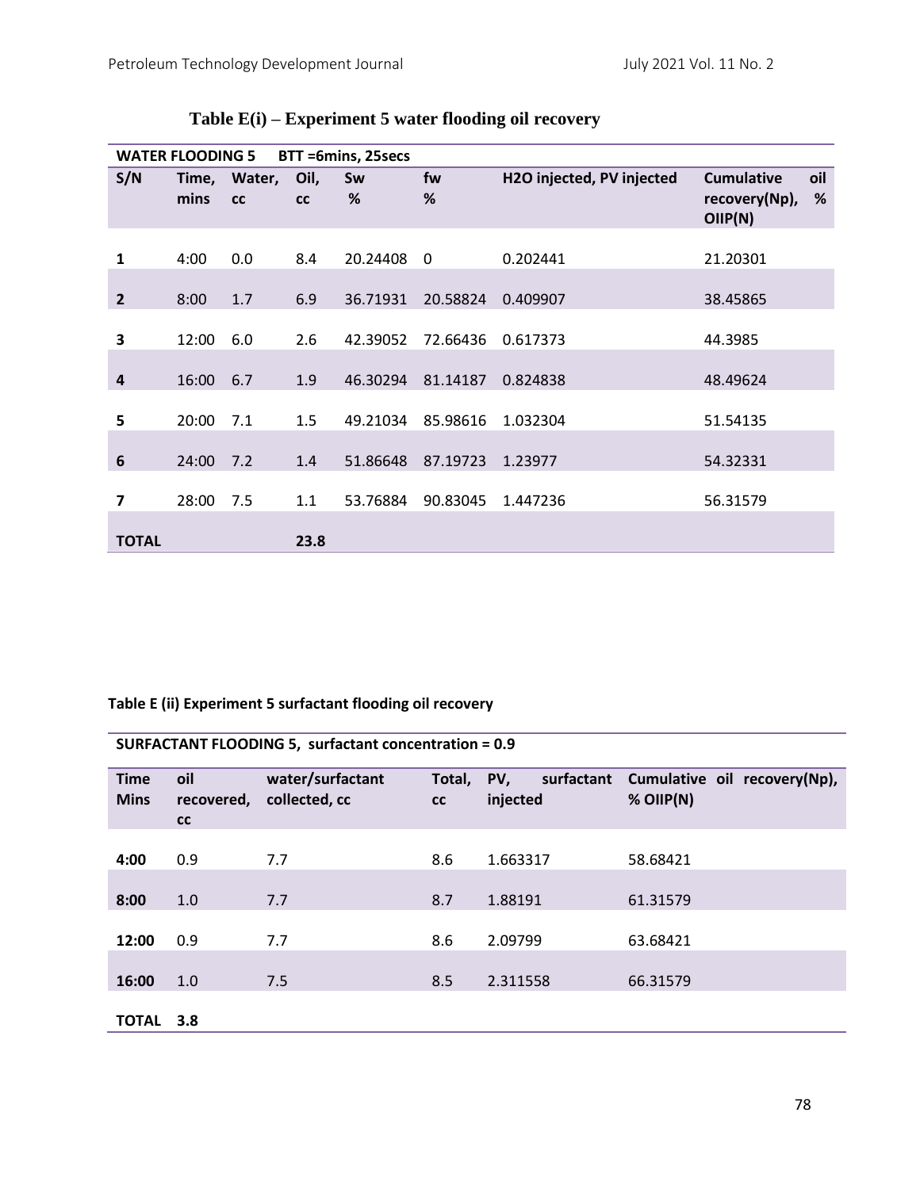**Table E(i) – Experiment 5 water flooding oil recovery**

| WATER FLOODING 5 | BTT =6mins, 25secs | | | | | | |
|---|---|---|---|---|---|---|---|
| S/N | Time, mins | Water, cc | Oil, cc | Sw % | fw % | H2O injected, PV injected | Cumulative oil recovery(Np), % OIIP(N) |
| 1 | 4:00 | 0.0 | 8.4 | 20.24408 | 0 | 0.202441 | 21.20301 |
| 2 | 8:00 | 1.7 | 6.9 | 36.71931 | 20.58824 | 0.409907 | 38.45865 |
| 3 | 12:00 | 6.0 | 2.6 | 42.39052 | 72.66436 | 0.617373 | 44.3985 |
| 4 | 16:00 | 6.7 | 1.9 | 46.30294 | 81.14187 | 0.824838 | 48.49624 |
| 5 | 20:00 | 7.1 | 1.5 | 49.21034 | 85.98616 | 1.032304 | 51.54135 |
| 6 | 24:00 | 7.2 | 1.4 | 51.86648 | 87.19723 | 1.23977 | 54.32331 |
| 7 | 28:00 | 7.5 | 1.1 | 53.76884 | 90.83045 | 1.447236 | 56.31579 |
| TOTAL | | | 23.8 | | | | |

**Table E (ii) Experiment 5 surfactant flooding oil recovery**

| SURFACTANT FLOODING 5, surfactant concentration = 0.9 | | | | | |
|---|---|---|---|---|---|
| Time Mins | oil recovered, cc | water/surfactant collected, cc | Total, cc | PV, surfactant injected | Cumulative oil recovery(Np), % OIIP(N) |
| 4:00 | 0.9 | 7.7 | 8.6 | 1.663317 | 58.68421 |
| 8:00 | 1.0 | 7.7 | 8.7 | 1.88191 | 61.31579 |
| 12:00 | 0.9 | 7.7 | 8.6 | 2.09799 | 63.68421 |
| 16:00 | 1.0 | 7.5 | 8.5 | 2.311558 | 66.31579 |
| TOTAL | 3.8 | | | | |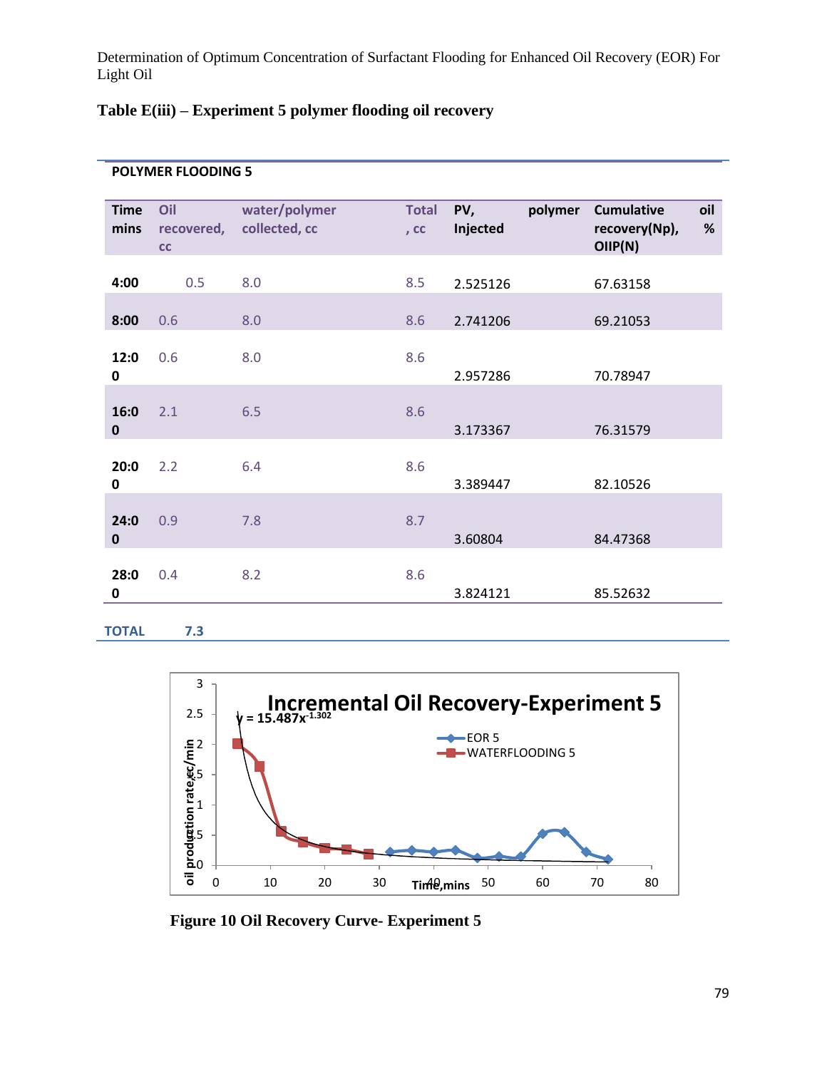### Table E(iii) – Experiment 5 polymer flooding oil recovery

**POLYMER FLOODING 5**

| Time mins | Oil recovered, cc | water/polymer collected, cc | Total , cc | PV, polymer Injected | Cumulative oil recovery(Np), % OIIP(N) |
|---|---|---|---|---|---|
| 4:00 | 0.5 | 8.0 | 8.5 | 2.525126 | 67.63158 |
| 8:00 | 0.6 | 8.0 | 8.6 | 2.741206 | 69.21053 |
| 12:00 | 0.6 | 8.0 | 8.6 | 2.957286 | 70.78947 |
| 16:00 | 2.1 | 6.5 | 8.6 | 3.173367 | 76.31579 |
| 20:00 | 2.2 | 6.4 | 8.6 | 3.389447 | 82.10526 |
| 24:00 | 0.9 | 7.8 | 8.7 | 3.60804 | 84.47368 |
| 28:00 | 0.4 | 8.2 | 8.6 | 3.824121 | 85.52632 |
| **TOTAL** | **7.3** | | | | |

**Figure 10 Oil Recovery Curve- Experiment 5**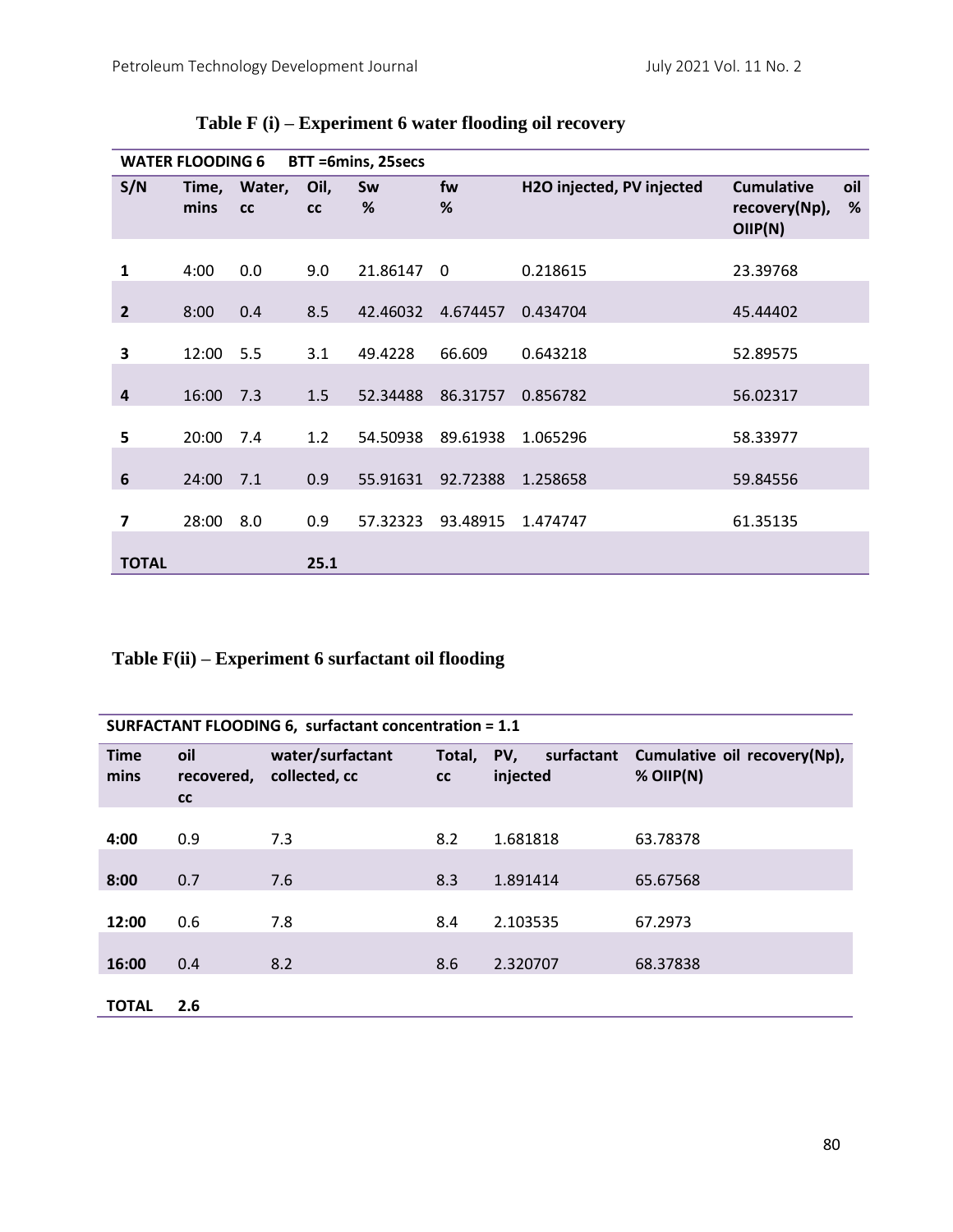**Table F (i) – Experiment 6 water flooding oil recovery**

| WATER FLOODING 6 | BTT =6mins, 25secs | | | | | | |
|---|---|---|---|---|---|---|---|
| S/N | Time, mins | Water, cc | Oil, cc | Sw % | fw % | H2O injected, PV injected | Cumulative oil recovery(Np), % OIIP(N) |
| 1 | 4:00 | 0.0 | 9.0 | 21.86147 | 0 | 0.218615 | 23.39768 |
| 2 | 8:00 | 0.4 | 8.5 | 42.46032 | 4.674457 | 0.434704 | 45.44402 |
| 3 | 12:00 | 5.5 | 3.1 | 49.4228 | 66.609 | 0.643218 | 52.89575 |
| 4 | 16:00 | 7.3 | 1.5 | 52.34488 | 86.31757 | 0.856782 | 56.02317 |
| 5 | 20:00 | 7.4 | 1.2 | 54.50938 | 89.61938 | 1.065296 | 58.33977 |
| 6 | 24:00 | 7.1 | 0.9 | 55.91631 | 92.72388 | 1.258658 | 59.84556 |
| 7 | 28:00 | 8.0 | 0.9 | 57.32323 | 93.48915 | 1.474747 | 61.35135 |
| **TOTAL** | | | **25.1** | | | | |

**Table F(ii) – Experiment 6 surfactant oil flooding**

| SURFACTANT FLOODING 6, surfactant concentration = 1.1 | | | | | |
|---|---|---|---|---|---|
| Time mins | oil recovered, cc | water/surfactant collected, cc | Total, cc | PV, surfactant injected | Cumulative oil recovery(Np), % OIIP(N) |
| **4:00** | 0.9 | 7.3 | 8.2 | 1.681818 | 63.78378 |
| **8:00** | 0.7 | 7.6 | 8.3 | 1.891414 | 65.67568 |
| **12:00** | 0.6 | 7.8 | 8.4 | 2.103535 | 67.2973 |
| **16:00** | 0.4 | 8.2 | 8.6 | 2.320707 | 68.37838 |
| **TOTAL** | **2.6** | | | | |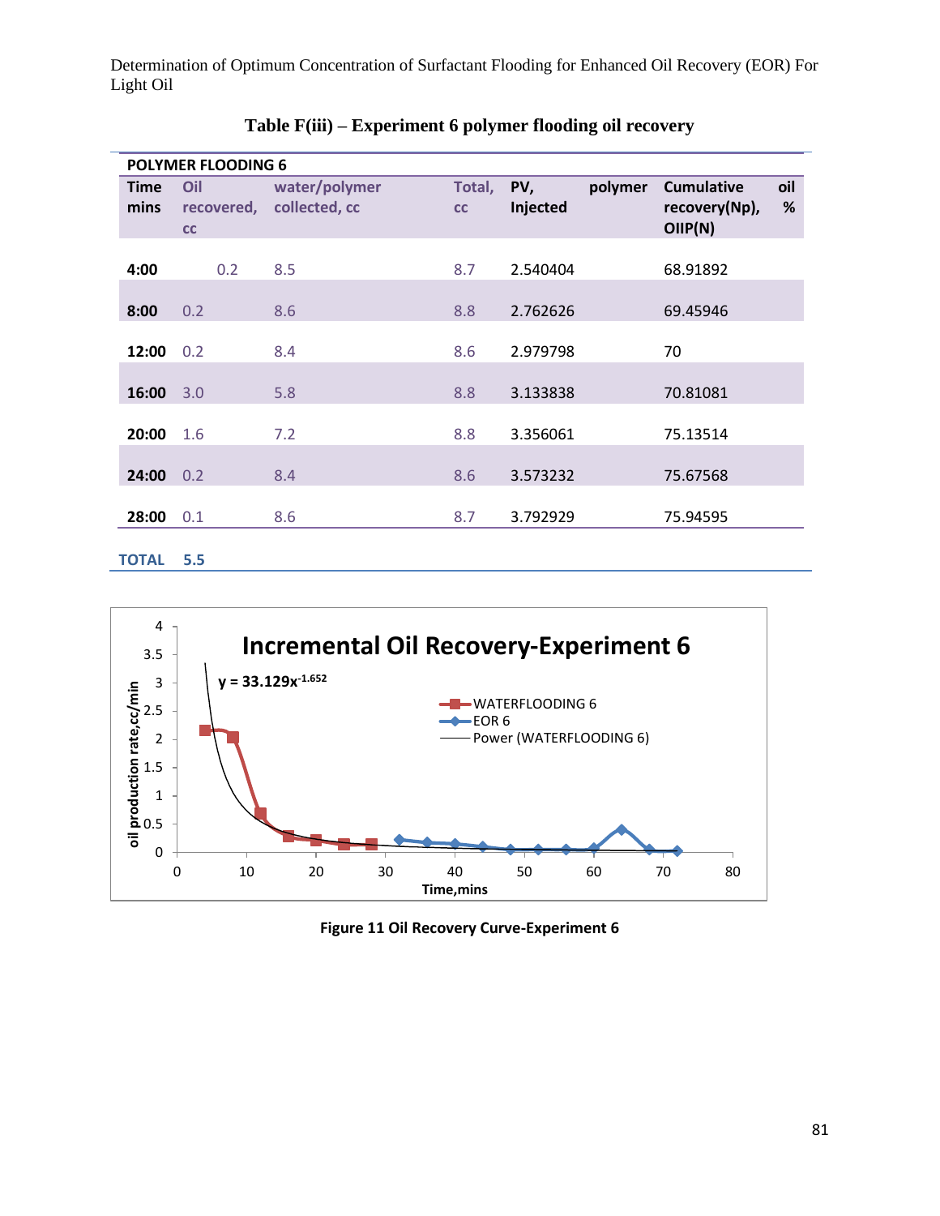**Table F(iii) – Experiment 6 polymer flooding oil recovery**

| POLYMER FLOODING 6 | | | | | |
|---|---|---|---|---|---|
| Time mins | Oil recovered, cc | water/polymer collected, cc | Total, cc | PV, polymer Injected | Cumulative oil recovery(Np), % OIIP(N) |
| 4:00 | 0.2 | 8.5 | 8.7 | 2.540404 | 68.91892 |
| 8:00 | 0.2 | 8.6 | 8.8 | 2.762626 | 69.45946 |
| 12:00 | 0.2 | 8.4 | 8.6 | 2.979798 | 70 |
| 16:00 | 3.0 | 5.8 | 8.8 | 3.133838 | 70.81081 |
| 20:00 | 1.6 | 7.2 | 8.8 | 3.356061 | 75.13514 |
| 24:00 | 0.2 | 8.4 | 8.6 | 3.573232 | 75.67568 |
| 28:00 | 0.1 | 8.6 | 8.7 | 3.792929 | 75.94595 |
| **TOTAL** | **5.5** | | | | |

Figure 11 Oil Recovery Curve-Experiment 6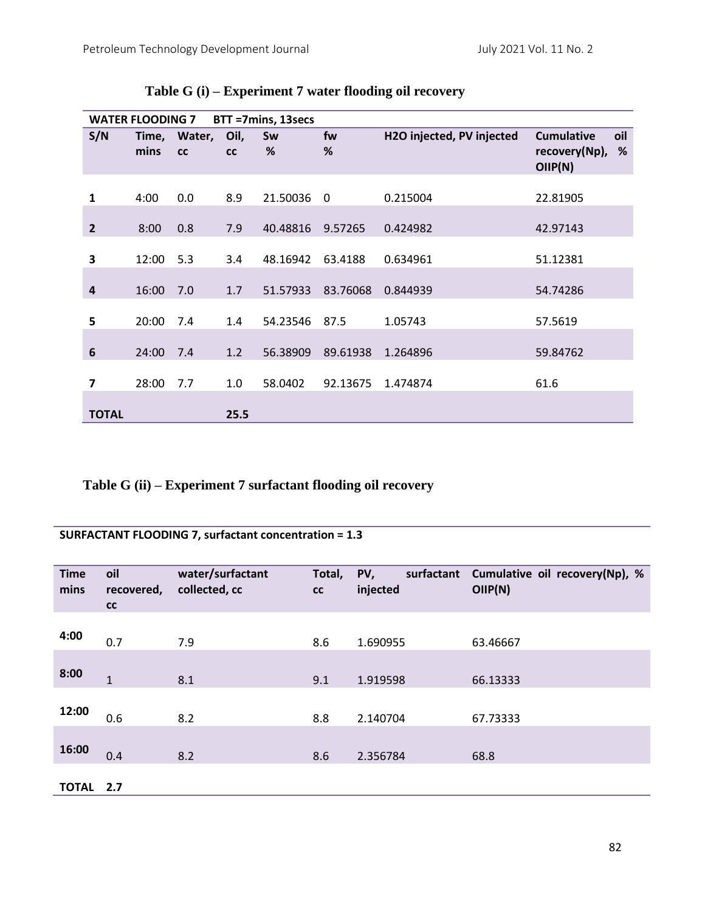**Table G (i) – Experiment 7 water flooding oil recovery**

| WATER FLOODING 7 | BTT =7mins, 13secs | | | | | | |
|---|---|---|---|---|---|---|---|
| S/N | Time, mins | Water, cc | Oil, cc | Sw % | fw % | H2O injected, PV injected | Cumulative oil recovery(Np), % OIIP(N) |
| 1 | 4:00 | 0.0 | 8.9 | 21.50036 | 0 | 0.215004 | 22.81905 |
| 2 | 8:00 | 0.8 | 7.9 | 40.48816 | 9.57265 | 0.424982 | 42.97143 |
| 3 | 12:00 | 5.3 | 3.4 | 48.16942 | 63.4188 | 0.634961 | 51.12381 |
| 4 | 16:00 | 7.0 | 1.7 | 51.57933 | 83.76068 | 0.844939 | 54.74286 |
| 5 | 20:00 | 7.4 | 1.4 | 54.23546 | 87.5 | 1.05743 | 57.5619 |
| 6 | 24:00 | 7.4 | 1.2 | 56.38909 | 89.61938 | 1.264896 | 59.84762 |
| 7 | 28:00 | 7.7 | 1.0 | 58.0402 | 92.13675 | 1.474874 | 61.6 |
| **TOTAL** | | | **25.5** | | | | |

**Table G (ii) – Experiment 7 surfactant flooding oil recovery**

| SURFACTANT FLOODING 7, surfactant concentration = 1.3 | | | | | |
|---|---|---|---|---|---|
| Time mins | oil recovered, cc | water/surfactant collected, cc | Total, cc | PV, surfactant injected | Cumulative oil recovery(Np), % OIIP(N) |
| 4:00 | 0.7 | 7.9 | 8.6 | 1.690955 | 63.46667 |
| 8:00 | 1 | 8.1 | 9.1 | 1.919598 | 66.13333 |
| 12:00 | 0.6 | 8.2 | 8.8 | 2.140704 | 67.73333 |
| 16:00 | 0.4 | 8.2 | 8.6 | 2.356784 | 68.8 |
| **TOTAL** | **2.7** | | | | |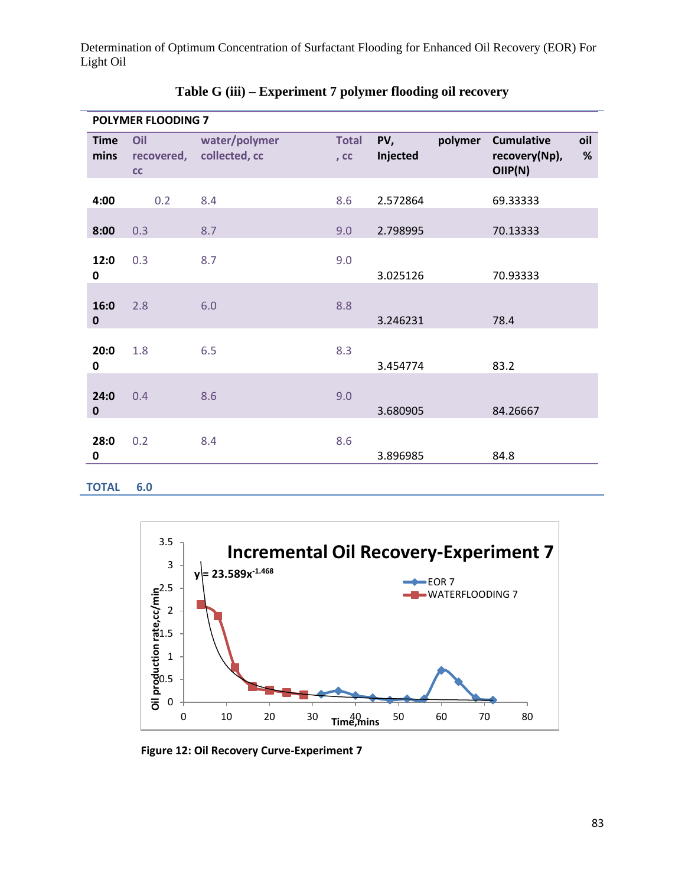**Table G (iii) – Experiment 7 polymer flooding oil recovery**

| POLYMER FLOODING 7 | | | | | |
|---|---|---|---|---|---|
| Time mins | Oil recovered, cc | water/polymer collected, cc | Total, cc | PV, polymer Injected | Cumulative oil recovery(Np), % OIIP(N) |
| 4:00 | 0.2 | 8.4 | 8.6 | 2.572864 | 69.33333 |
| 8:00 | 0.3 | 8.7 | 9.0 | 2.798995 | 70.13333 |
| 12:00 | 0.3 | 8.7 | 9.0 | 3.025126 | 70.93333 |
| 16:00 | 2.8 | 6.0 | 8.8 | 3.246231 | 78.4 |
| 20:00 | 1.8 | 6.5 | 8.3 | 3.454774 | 83.2 |
| 24:00 | 0.4 | 8.6 | 9.0 | 3.680905 | 84.26667 |
| 28:00 | 0.2 | 8.4 | 8.6 | 3.896985 | 84.8 |
| **TOTAL** | **6.0** | | | | |

**Figure 12: Oil Recovery Curve-Experiment 7**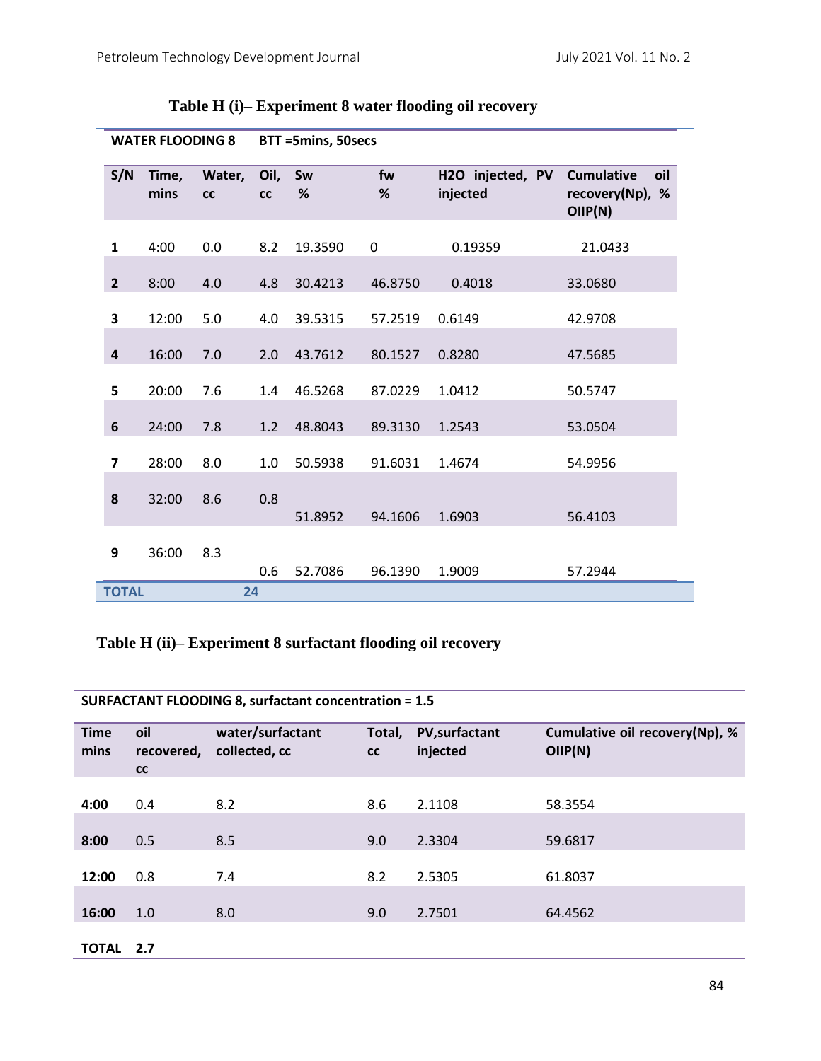**Table H (i)– Experiment 8 water flooding oil recovery**

| WATER FLOODING 8 | | BTT =5mins, 50secs | | | | | |
|---|---|---|---|---|---|---|---|
| S/N | Time, mins | Water, cc | Oil, cc | Sw % | fw % | H2O injected, PV injected | Cumulative oil recovery(Np), % OIIP(N) |
| 1 | 4:00 | 0.0 | 8.2 | 19.3590 | 0 | 0.19359 | 21.0433 |
| 2 | 8:00 | 4.0 | 4.8 | 30.4213 | 46.8750 | 0.4018 | 33.0680 |
| 3 | 12:00 | 5.0 | 4.0 | 39.5315 | 57.2519 | 0.6149 | 42.9708 |
| 4 | 16:00 | 7.0 | 2.0 | 43.7612 | 80.1527 | 0.8280 | 47.5685 |
| 5 | 20:00 | 7.6 | 1.4 | 46.5268 | 87.0229 | 1.0412 | 50.5747 |
| 6 | 24:00 | 7.8 | 1.2 | 48.8043 | 89.3130 | 1.2543 | 53.0504 |
| 7 | 28:00 | 8.0 | 1.0 | 50.5938 | 91.6031 | 1.4674 | 54.9956 |
| 8 | 32:00 | 8.6 | 0.8 | 51.8952 | 94.1606 | 1.6903 | 56.4103 |
| 9 | 36:00 | 8.3 | 0.6 | 52.7086 | 96.1390 | 1.9009 | 57.2944 |
| TOTAL | | | 24 | | | | |

**Table H (ii)– Experiment 8 surfactant flooding oil recovery**

| SURFACTANT FLOODING 8, surfactant concentration = 1.5 | | | | | |
|---|---|---|---|---|---|
| Time mins | oil recovered, cc | water/surfactant collected, cc | Total, cc | PV,surfactant injected | Cumulative oil recovery(Np), % OIIP(N) |
| 4:00 | 0.4 | 8.2 | 8.6 | 2.1108 | 58.3554 |
| 8:00 | 0.5 | 8.5 | 9.0 | 2.3304 | 59.6817 |
| 12:00 | 0.8 | 7.4 | 8.2 | 2.5305 | 61.8037 |
| 16:00 | 1.0 | 8.0 | 9.0 | 2.7501 | 64.4562 |
| TOTAL | 2.7 | | | | |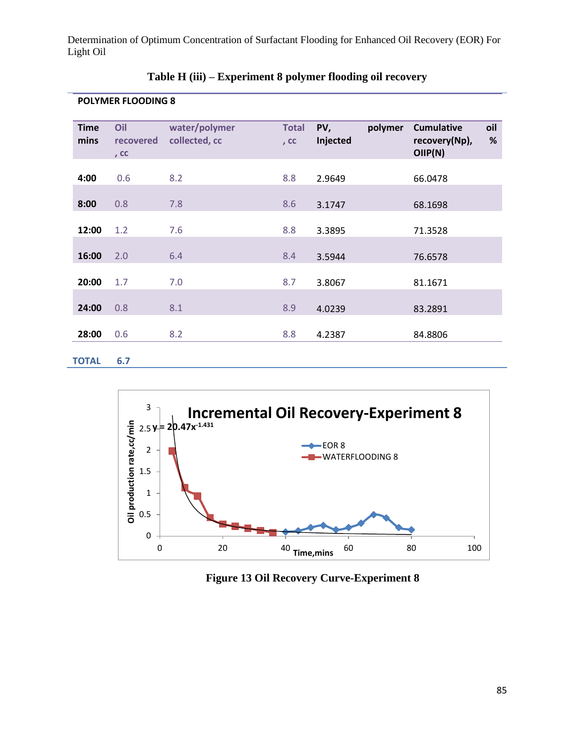**Table H (iii) – Experiment 8 polymer flooding oil recovery**

**POLYMER FLOODING 8**

| Time mins | Oil recovered, cc | water/polymer collected, cc | Total, cc | PV, Injected | polymer | Cumulative recovery(Np), OIIP(N) | oil % |
|---|---|---|---|---|---|---|---|
| **4:00** | 0.6 | 8.2 | 8.8 | 2.9649 | | 66.0478 | |
| **8:00** | 0.8 | 7.8 | 8.6 | 3.1747 | | 68.1698 | |
| **12:00** | 1.2 | 7.6 | 8.8 | 3.3895 | | 71.3528 | |
| **16:00** | 2.0 | 6.4 | 8.4 | 3.5944 | | 76.6578 | |
| **20:00** | 1.7 | 7.0 | 8.7 | 3.8067 | | 81.1671 | |
| **24:00** | 0.8 | 8.1 | 8.9 | 4.0239 | | 83.2891 | |
| **28:00** | 0.6 | 8.2 | 8.8 | 4.2387 | | 84.8806 | |
| **TOTAL** | **6.7** | | | | | | |

**Figure 13 Oil Recovery Curve-Experiment 8**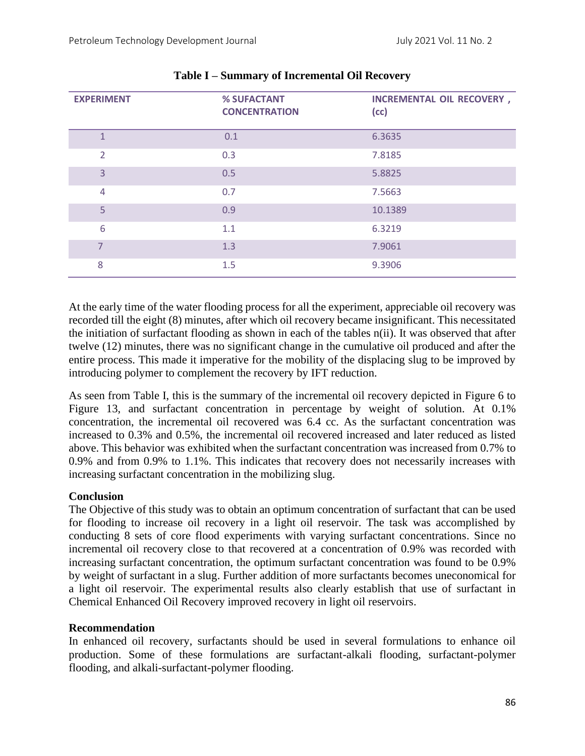**Table I – Summary of Incremental Oil Recovery**

| EXPERIMENT | % SUFACTANT CONCENTRATION | INCREMENTAL OIL RECOVERY , (cc) |
|---|---|---|
| 1 | 0.1 | 6.3635 |
| 2 | 0.3 | 7.8185 |
| 3 | 0.5 | 5.8825 |
| 4 | 0.7 | 7.5663 |
| 5 | 0.9 | 10.1389 |
| 6 | 1.1 | 6.3219 |
| 7 | 1.3 | 7.9061 |
| 8 | 1.5 | 9.3906 |

At the early time of the water flooding process for all the experiment, appreciable oil recovery was recorded till the eight (8) minutes, after which oil recovery became insignificant. This necessitated the initiation of surfactant flooding as shown in each of the tables n(ii). It was observed that after twelve (12) minutes, there was no significant change in the cumulative oil produced and after the entire process. This made it imperative for the mobility of the displacing slug to be improved by introducing polymer to complement the recovery by IFT reduction.

As seen from Table I, this is the summary of the incremental oil recovery depicted in Figure 6 to Figure 13, and surfactant concentration in percentage by weight of solution. At 0.1% concentration, the incremental oil recovered was 6.4 cc. As the surfactant concentration was increased to 0.3% and 0.5%, the incremental oil recovered increased and later reduced as listed above. This behavior was exhibited when the surfactant concentration was increased from 0.7% to 0.9% and from 0.9% to 1.1%. This indicates that recovery does not necessarily increases with increasing surfactant concentration in the mobilizing slug.

**Conclusion**

The Objective of this study was to obtain an optimum concentration of surfactant that can be used for flooding to increase oil recovery in a light oil reservoir. The task was accomplished by conducting 8 sets of core flood experiments with varying surfactant concentrations. Since no incremental oil recovery close to that recovered at a concentration of 0.9% was recorded with increasing surfactant concentration, the optimum surfactant concentration was found to be 0.9% by weight of surfactant in a slug. Further addition of more surfactants becomes uneconomical for a light oil reservoir. The experimental results also clearly establish that use of surfactant in Chemical Enhanced Oil Recovery improved recovery in light oil reservoirs.

**Recommendation**

In enhanced oil recovery, surfactants should be used in several formulations to enhance oil production. Some of these formulations are surfactant-alkali flooding, surfactant-polymer flooding, and alkali-surfactant-polymer flooding.